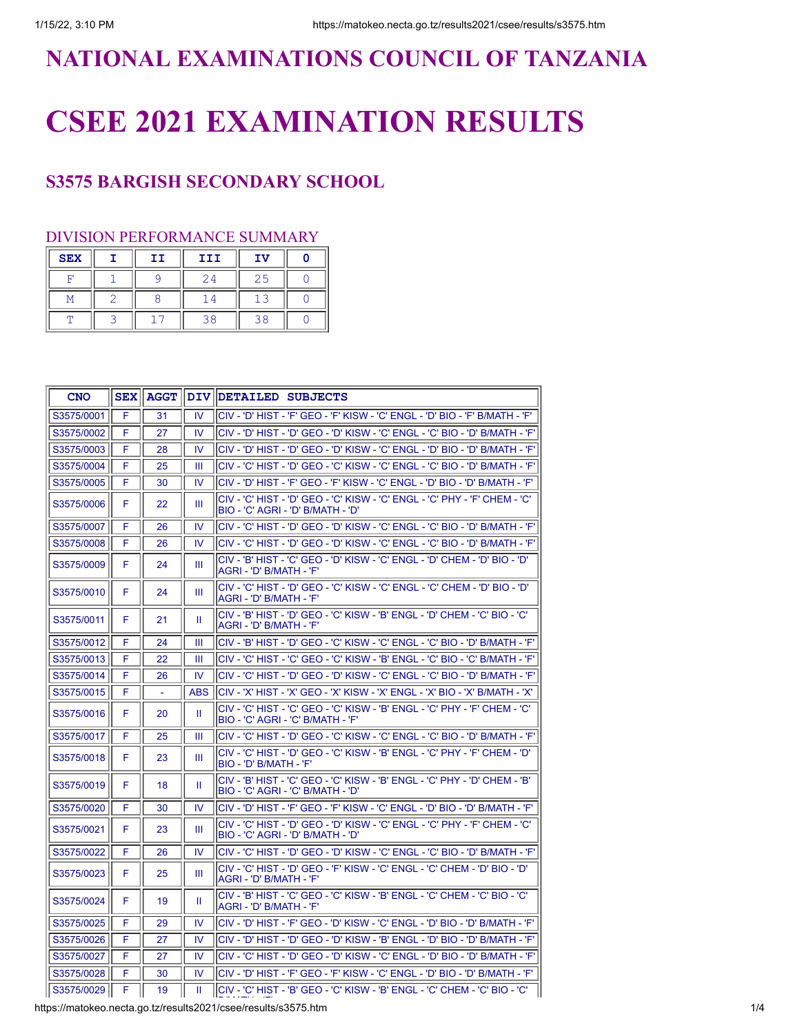# NATIONAL EXAMINATIONS COUNCIL OF TANZANIA

# CSEE 2021 EXAMINATION RESULTS

## S3575 BARGISH SECONDARY SCHOOL

### DIVISION PERFORMANCE SUMMARY

| SEX | I | II | III | IV | 0 |
|---|---|---|---|---|---|
| F | 1 | 9 | 24 | 25 | 0 |
| M | 2 | 8 | 14 | 13 | 0 |
| T | 3 | 17 | 38 | 38 | 0 |

| CNO | SEX | AGGT | DIV | DETAILED SUBJECTS |
|---|---|---|---|---|
| S3575/0001 | F | 31 | IV | CIV - 'D' HIST - 'F' GEO - 'F' KISW - 'C' ENGL - 'D' BIO - 'F' B/MATH - 'F' |
| S3575/0002 | F | 27 | IV | CIV - 'D' HIST - 'D' GEO - 'D' KISW - 'C' ENGL - 'C' BIO - 'D' B/MATH - 'F' |
| S3575/0003 | F | 28 | IV | CIV - 'D' HIST - 'D' GEO - 'D' KISW - 'C' ENGL - 'D' BIO - 'D' B/MATH - 'F' |
| S3575/0004 | F | 25 | III | CIV - 'C' HIST - 'D' GEO - 'C' KISW - 'C' ENGL - 'C' BIO - 'D' B/MATH - 'F' |
| S3575/0005 | F | 30 | IV | CIV - 'D' HIST - 'F' GEO - 'F' KISW - 'C' ENGL - 'D' BIO - 'D' B/MATH - 'F' |
| S3575/0006 | F | 22 | III | CIV - 'C' HIST - 'D' GEO - 'C' KISW - 'C' ENGL - 'C' PHY - 'F' CHEM - 'C' BIO - 'C' AGRI - 'D' B/MATH - 'D' |
| S3575/0007 | F | 26 | IV | CIV - 'C' HIST - 'D' GEO - 'D' KISW - 'C' ENGL - 'C' BIO - 'D' B/MATH - 'F' |
| S3575/0008 | F | 26 | IV | CIV - 'C' HIST - 'D' GEO - 'D' KISW - 'C' ENGL - 'C' BIO - 'D' B/MATH - 'F' |
| S3575/0009 | F | 24 | III | CIV - 'B' HIST - 'C' GEO - 'D' KISW - 'C' ENGL - 'D' CHEM - 'D' BIO - 'D' AGRI - 'D' B/MATH - 'F' |
| S3575/0010 | F | 24 | III | CIV - 'C' HIST - 'D' GEO - 'C' KISW - 'C' ENGL - 'C' CHEM - 'D' BIO - 'D' AGRI - 'D' B/MATH - 'F' |
| S3575/0011 | F | 21 | II | CIV - 'B' HIST - 'D' GEO - 'C' KISW - 'B' ENGL - 'D' CHEM - 'C' BIO - 'C' AGRI - 'D' B/MATH - 'F' |
| S3575/0012 | F | 24 | III | CIV - 'B' HIST - 'D' GEO - 'C' KISW - 'C' ENGL - 'C' BIO - 'D' B/MATH - 'F' |
| S3575/0013 | F | 22 | III | CIV - 'C' HIST - 'C' GEO - 'C' KISW - 'B' ENGL - 'C' BIO - 'C' B/MATH - 'F' |
| S3575/0014 | F | 26 | IV | CIV - 'C' HIST - 'D' GEO - 'D' KISW - 'C' ENGL - 'C' BIO - 'D' B/MATH - 'F' |
| S3575/0015 | F | - | ABS | CIV - 'X' HIST - 'X' GEO - 'X' KISW - 'X' ENGL - 'X' BIO - 'X' B/MATH - 'X' |
| S3575/0016 | F | 20 | II | CIV - 'C' HIST - 'C' GEO - 'C' KISW - 'B' ENGL - 'C' PHY - 'F' CHEM - 'C' BIO - 'C' AGRI - 'C' B/MATH - 'F' |
| S3575/0017 | F | 25 | III | CIV - 'C' HIST - 'D' GEO - 'C' KISW - 'C' ENGL - 'C' BIO - 'D' B/MATH - 'F' |
| S3575/0018 | F | 23 | III | CIV - 'C' HIST - 'D' GEO - 'C' KISW - 'B' ENGL - 'C' PHY - 'F' CHEM - 'D' BIO - 'D' B/MATH - 'F' |
| S3575/0019 | F | 18 | II | CIV - 'B' HIST - 'C' GEO - 'C' KISW - 'B' ENGL - 'C' PHY - 'D' CHEM - 'B' BIO - 'C' AGRI - 'C' B/MATH - 'D' |
| S3575/0020 | F | 30 | IV | CIV - 'D' HIST - 'F' GEO - 'F' KISW - 'C' ENGL - 'D' BIO - 'D' B/MATH - 'F' |
| S3575/0021 | F | 23 | III | CIV - 'C' HIST - 'D' GEO - 'D' KISW - 'C' ENGL - 'C' PHY - 'F' CHEM - 'C' BIO - 'C' AGRI - 'D' B/MATH - 'D' |
| S3575/0022 | F | 26 | IV | CIV - 'C' HIST - 'D' GEO - 'D' KISW - 'C' ENGL - 'C' BIO - 'D' B/MATH - 'F' |
| S3575/0023 | F | 25 | III | CIV - 'C' HIST - 'D' GEO - 'F' KISW - 'C' ENGL - 'C' CHEM - 'D' BIO - 'D' AGRI - 'D' B/MATH - 'F' |
| S3575/0024 | F | 19 | II | CIV - 'B' HIST - 'C' GEO - 'C' KISW - 'B' ENGL - 'C' CHEM - 'C' BIO - 'C' AGRI - 'D' B/MATH - 'F' |
| S3575/0025 | F | 29 | IV | CIV - 'D' HIST - 'F' GEO - 'D' KISW - 'C' ENGL - 'D' BIO - 'D' B/MATH - 'F' |
| S3575/0026 | F | 27 | IV | CIV - 'D' HIST - 'D' GEO - 'D' KISW - 'B' ENGL - 'D' BIO - 'D' B/MATH - 'F' |
| S3575/0027 | F | 27 | IV | CIV - 'C' HIST - 'D' GEO - 'D' KISW - 'C' ENGL - 'D' BIO - 'D' B/MATH - 'F' |
| S3575/0028 | F | 30 | IV | CIV - 'D' HIST - 'F' GEO - 'F' KISW - 'C' ENGL - 'D' BIO - 'D' B/MATH - 'F' |
| S3575/0029 | F | 19 | II | CIV - 'C' HIST - 'B' GEO - 'C' KISW - 'B' ENGL - 'C' CHEM - 'C' BIO - 'C' |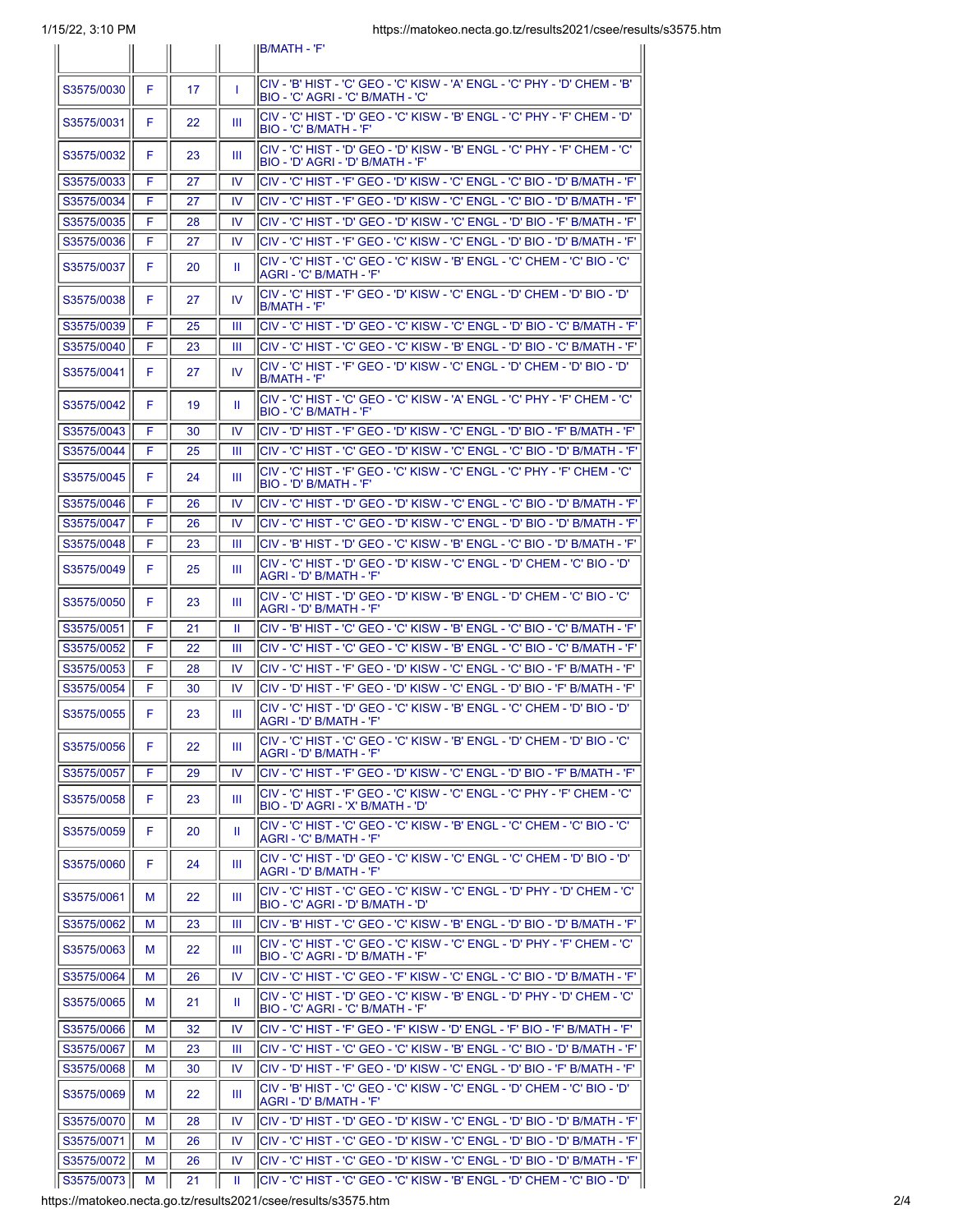| | | | | |
|---|---|---|---|---|
| | | | | B/MATH - 'F' |
| S3575/0030 | F | 17 | I | CIV - 'B' HIST - 'C' GEO - 'C' KISW - 'A' ENGL - 'C' PHY - 'D' CHEM - 'B' BIO - 'C' AGRI - 'C' B/MATH - 'C' |
| S3575/0031 | F | 22 | III | CIV - 'C' HIST - 'D' GEO - 'C' KISW - 'B' ENGL - 'C' PHY - 'F' CHEM - 'D' BIO - 'C' B/MATH - 'F' |
| S3575/0032 | F | 23 | III | CIV - 'C' HIST - 'D' GEO - 'D' KISW - 'B' ENGL - 'C' PHY - 'F' CHEM - 'C' BIO - 'D' AGRI - 'D' B/MATH - 'F' |
| S3575/0033 | F | 27 | IV | CIV - 'C' HIST - 'F' GEO - 'D' KISW - 'C' ENGL - 'C' BIO - 'D' B/MATH - 'F' |
| S3575/0034 | F | 27 | IV | CIV - 'C' HIST - 'F' GEO - 'D' KISW - 'C' ENGL - 'C' BIO - 'D' B/MATH - 'F' |
| S3575/0035 | F | 28 | IV | CIV - 'C' HIST - 'D' GEO - 'D' KISW - 'C' ENGL - 'D' BIO - 'F' B/MATH - 'F' |
| S3575/0036 | F | 27 | IV | CIV - 'C' HIST - 'F' GEO - 'C' KISW - 'C' ENGL - 'D' BIO - 'D' B/MATH - 'F' |
| S3575/0037 | F | 20 | II | CIV - 'C' HIST - 'C' GEO - 'C' KISW - 'B' ENGL - 'C' CHEM - 'C' BIO - 'C' AGRI - 'C' B/MATH - 'F' |
| S3575/0038 | F | 27 | IV | CIV - 'C' HIST - 'F' GEO - 'D' KISW - 'C' ENGL - 'D' CHEM - 'D' BIO - 'D' B/MATH - 'F' |
| S3575/0039 | F | 25 | III | CIV - 'C' HIST - 'D' GEO - 'C' KISW - 'C' ENGL - 'D' BIO - 'C' B/MATH - 'F' |
| S3575/0040 | F | 23 | III | CIV - 'C' HIST - 'C' GEO - 'C' KISW - 'B' ENGL - 'D' BIO - 'C' B/MATH - 'F' |
| S3575/0041 | F | 27 | IV | CIV - 'C' HIST - 'F' GEO - 'D' KISW - 'C' ENGL - 'D' CHEM - 'D' BIO - 'D' B/MATH - 'F' |
| S3575/0042 | F | 19 | II | CIV - 'C' HIST - 'C' GEO - 'C' KISW - 'A' ENGL - 'C' PHY - 'F' CHEM - 'C' BIO - 'C' B/MATH - 'F' |
| S3575/0043 | F | 30 | IV | CIV - 'D' HIST - 'F' GEO - 'D' KISW - 'C' ENGL - 'D' BIO - 'F' B/MATH - 'F' |
| S3575/0044 | F | 25 | III | CIV - 'C' HIST - 'C' GEO - 'D' KISW - 'C' ENGL - 'C' BIO - 'D' B/MATH - 'F' |
| S3575/0045 | F | 24 | III | CIV - 'C' HIST - 'F' GEO - 'C' KISW - 'C' ENGL - 'C' PHY - 'F' CHEM - 'C' BIO - 'D' B/MATH - 'F' |
| S3575/0046 | F | 26 | IV | CIV - 'C' HIST - 'D' GEO - 'D' KISW - 'C' ENGL - 'C' BIO - 'D' B/MATH - 'F' |
| S3575/0047 | F | 26 | IV | CIV - 'C' HIST - 'C' GEO - 'D' KISW - 'C' ENGL - 'D' BIO - 'D' B/MATH - 'F' |
| S3575/0048 | F | 23 | III | CIV - 'B' HIST - 'D' GEO - 'C' KISW - 'B' ENGL - 'C' BIO - 'D' B/MATH - 'F' |
| S3575/0049 | F | 25 | III | CIV - 'C' HIST - 'D' GEO - 'D' KISW - 'C' ENGL - 'D' CHEM - 'C' BIO - 'D' AGRI - 'D' B/MATH - 'F' |
| S3575/0050 | F | 23 | III | CIV - 'C' HIST - 'D' GEO - 'D' KISW - 'B' ENGL - 'D' CHEM - 'C' BIO - 'C' AGRI - 'D' B/MATH - 'F' |
| S3575/0051 | F | 21 | II | CIV - 'B' HIST - 'C' GEO - 'C' KISW - 'C' ENGL - 'C' BIO - 'C' B/MATH - 'F' |
| S3575/0052 | F | 22 | III | CIV - 'C' HIST - 'C' GEO - 'C' KISW - 'B' ENGL - 'C' BIO - 'C' B/MATH - 'F' |
| S3575/0053 | F | 28 | IV | CIV - 'C' HIST - 'F' GEO - 'D' KISW - 'C' ENGL - 'C' BIO - 'F' B/MATH - 'F' |
| S3575/0054 | F | 30 | IV | CIV - 'D' HIST - 'F' GEO - 'D' KISW - 'C' ENGL - 'D' BIO - 'F' B/MATH - 'F' |
| S3575/0055 | F | 23 | III | CIV - 'C' HIST - 'D' GEO - 'C' KISW - 'B' ENGL - 'C' CHEM - 'D' BIO - 'D' AGRI - 'D' B/MATH - 'F' |
| S3575/0056 | F | 22 | III | CIV - 'C' HIST - 'C' GEO - 'C' KISW - 'B' ENGL - 'D' CHEM - 'D' BIO - 'C' AGRI - 'D' B/MATH - 'F' |
| S3575/0057 | F | 29 | IV | CIV - 'C' HIST - 'F' GEO - 'D' KISW - 'C' ENGL - 'D' BIO - 'F' B/MATH - 'F' |
| S3575/0058 | F | 23 | III | CIV - 'C' HIST - 'F' GEO - 'C' KISW - 'C' ENGL - 'C' PHY - 'F' CHEM - 'C' BIO - 'D' AGRI - 'X' B/MATH - 'D' |
| S3575/0059 | F | 20 | II | CIV - 'C' HIST - 'C' GEO - 'C' KISW - 'B' ENGL - 'C' CHEM - 'C' BIO - 'C' AGRI - 'C' B/MATH - 'F' |
| S3575/0060 | F | 24 | III | CIV - 'C' HIST - 'D' GEO - 'C' KISW - 'C' ENGL - 'C' CHEM - 'D' BIO - 'D' AGRI - 'D' B/MATH - 'F' |
| S3575/0061 | M | 22 | III | CIV - 'C' HIST - 'C' GEO - 'C' KISW - 'C' ENGL - 'D' PHY - 'D' CHEM - 'C' BIO - 'C' AGRI - 'D' B/MATH - 'D' |
| S3575/0062 | M | 23 | III | CIV - 'B' HIST - 'C' GEO - 'C' KISW - 'B' ENGL - 'D' BIO - 'D' B/MATH - 'F' |
| S3575/0063 | M | 22 | III | CIV - 'C' HIST - 'C' GEO - 'C' KISW - 'C' ENGL - 'D' PHY - 'F' CHEM - 'C' BIO - 'C' AGRI - 'D' B/MATH - 'F' |
| S3575/0064 | M | 26 | IV | CIV - 'C' HIST - 'C' GEO - 'F' KISW - 'C' ENGL - 'C' BIO - 'D' B/MATH - 'F' |
| S3575/0065 | M | 21 | II | CIV - 'C' HIST - 'D' GEO - 'C' KISW - 'B' ENGL - 'D' PHY - 'D' CHEM - 'C' BIO - 'C' AGRI - 'C' B/MATH - 'F' |
| S3575/0066 | M | 32 | IV | CIV - 'C' HIST - 'F' GEO - 'F' KISW - 'D' ENGL - 'F' BIO - 'F' B/MATH - 'F' |
| S3575/0067 | M | 23 | III | CIV - 'C' HIST - 'C' GEO - 'C' KISW - 'B' ENGL - 'C' BIO - 'D' B/MATH - 'F' |
| S3575/0068 | M | 30 | IV | CIV - 'D' HIST - 'F' GEO - 'D' KISW - 'C' ENGL - 'D' BIO - 'F' B/MATH - 'F' |
| S3575/0069 | M | 22 | III | CIV - 'B' HIST - 'C' GEO - 'C' KISW - 'C' ENGL - 'D' CHEM - 'C' BIO - 'D' AGRI - 'D' B/MATH - 'F' |
| S3575/0070 | M | 28 | IV | CIV - 'D' HIST - 'D' GEO - 'D' KISW - 'C' ENGL - 'D' BIO - 'D' B/MATH - 'F' |
| S3575/0071 | M | 26 | IV | CIV - 'C' HIST - 'C' GEO - 'D' KISW - 'C' ENGL - 'D' BIO - 'D' B/MATH - 'F' |
| S3575/0072 | M | 26 | IV | CIV - 'C' HIST - 'C' GEO - 'D' KISW - 'C' ENGL - 'D' BIO - 'D' B/MATH - 'F' |
| S3575/0073 | M | 21 | II | CIV - 'C' HIST - 'C' GEO - 'C' KISW - 'B' ENGL - 'D' CHEM - 'C' BIO - 'D' |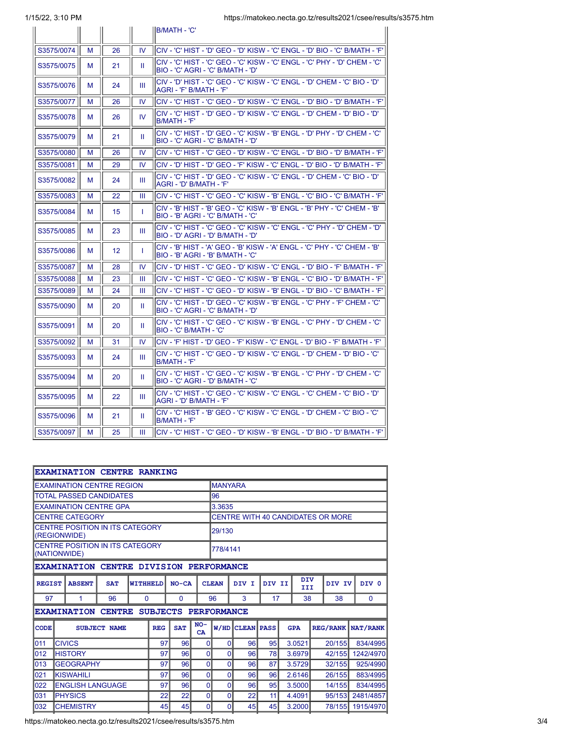| | | | | |
|---|---|---|---|---|
| | | | | B/MATH - 'C' |
| S3575/0074 | M | 26 | IV | CIV - 'C' HIST - 'D' GEO - 'D' KISW - 'C' ENGL - 'D' BIO - 'C' B/MATH - 'F' |
| S3575/0075 | M | 21 | II | CIV - 'C' HIST - 'C' GEO - 'C' KISW - 'C' ENGL - 'C' PHY - 'D' CHEM - 'C' BIO - 'C' AGRI - 'C' B/MATH - 'D' |
| S3575/0076 | M | 24 | III | CIV - 'D' HIST - 'C' GEO - 'C' KISW - 'C' ENGL - 'D' CHEM - 'C' BIO - 'D' AGRI - 'F' B/MATH - 'F' |
| S3575/0077 | M | 26 | IV | CIV - 'C' HIST - 'C' GEO - 'D' KISW - 'C' ENGL - 'D' BIO - 'D' B/MATH - 'F' |
| S3575/0078 | M | 26 | IV | CIV - 'C' HIST - 'D' GEO - 'D' KISW - 'C' ENGL - 'D' CHEM - 'D' BIO - 'D' B/MATH - 'F' |
| S3575/0079 | M | 21 | II | CIV - 'C' HIST - 'D' GEO - 'C' KISW - 'B' ENGL - 'D' PHY - 'D' CHEM - 'C' BIO - 'C' AGRI - 'C' B/MATH - 'D' |
| S3575/0080 | M | 26 | IV | CIV - 'C' HIST - 'C' GEO - 'D' KISW - 'C' ENGL - 'D' BIO - 'D' B/MATH - 'F' |
| S3575/0081 | M | 29 | IV | CIV - 'D' HIST - 'D' GEO - 'F' KISW - 'C' ENGL - 'D' BIO - 'D' B/MATH - 'F' |
| S3575/0082 | M | 24 | III | CIV - 'C' HIST - 'D' GEO - 'C' KISW - 'C' ENGL - 'D' CHEM - 'C' BIO - 'D' AGRI - 'D' B/MATH - 'F' |
| S3575/0083 | M | 22 | III | CIV - 'C' HIST - 'C' GEO - 'C' KISW - 'B' ENGL - 'C' BIO - 'C' B/MATH - 'F' |
| S3575/0084 | M | 15 | I | CIV - 'B' HIST - 'B' GEO - 'C' KISW - 'B' ENGL - 'B' PHY - 'C' CHEM - 'B' BIO - 'B' AGRI - 'C' B/MATH - 'C' |
| S3575/0085 | M | 23 | III | CIV - 'C' HIST - 'C' GEO - 'C' KISW - 'C' ENGL - 'C' PHY - 'D' CHEM - 'D' BIO - 'D' AGRI - 'D' B/MATH - 'D' |
| S3575/0086 | M | 12 | I | CIV - 'B' HIST - 'A' GEO - 'B' KISW - 'A' ENGL - 'C' PHY - 'C' CHEM - 'B' BIO - 'B' AGRI - 'B' B/MATH - 'C' |
| S3575/0087 | M | 28 | IV | CIV - 'D' HIST - 'C' GEO - 'D' KISW - 'C' ENGL - 'D' BIO - 'F' B/MATH - 'F' |
| S3575/0088 | M | 23 | III | CIV - 'C' HIST - 'C' GEO - 'C' KISW - 'B' ENGL - 'C' BIO - 'D' B/MATH - 'F' |
| S3575/0089 | M | 24 | III | CIV - 'C' HIST - 'C' GEO - 'D' KISW - 'B' ENGL - 'D' BIO - 'C' B/MATH - 'F' |
| S3575/0090 | M | 20 | II | CIV - 'C' HIST - 'D' GEO - 'C' KISW - 'B' ENGL - 'C' PHY - 'F' CHEM - 'C' BIO - 'C' AGRI - 'C' B/MATH - 'D' |
| S3575/0091 | M | 20 | II | CIV - 'C' HIST - 'C' GEO - 'C' KISW - 'B' ENGL - 'C' PHY - 'D' CHEM - 'C' BIO - 'C' B/MATH - 'C' |
| S3575/0092 | M | 31 | IV | CIV - 'F' HIST - 'D' GEO - 'F' KISW - 'C' ENGL - 'D' BIO - 'F' B/MATH - 'F' |
| S3575/0093 | M | 24 | III | CIV - 'C' HIST - 'C' GEO - 'D' KISW - 'C' ENGL - 'D' CHEM - 'D' BIO - 'C' B/MATH - 'F' |
| S3575/0094 | M | 20 | II | CIV - 'C' HIST - 'C' GEO - 'C' KISW - 'B' ENGL - 'C' PHY - 'D' CHEM - 'C' BIO - 'C' AGRI - 'D' B/MATH - 'C' |
| S3575/0095 | M | 22 | III | CIV - 'C' HIST - 'C' GEO - 'C' KISW - 'C' ENGL - 'C' CHEM - 'C' BIO - 'D' AGRI - 'D' B/MATH - 'F' |
| S3575/0096 | M | 21 | II | CIV - 'C' HIST - 'B' GEO - 'C' KISW - 'C' ENGL - 'D' CHEM - 'C' BIO - 'C' B/MATH - 'F' |
| S3575/0097 | M | 25 | III | CIV - 'C' HIST - 'C' GEO - 'D' KISW - 'B' ENGL - 'D' BIO - 'D' B/MATH - 'F' |

## EXAMINATION CENTRE RANKING

| | |
|---|---|
| EXAMINATION CENTRE REGION | MANYARA |
| TOTAL PASSED CANDIDATES | 96 |
| EXAMINATION CENTRE GPA | 3.3635 |
| CENTRE CATEGORY | CENTRE WITH 40 CANDIDATES OR MORE |
| CENTRE POSITION IN ITS CATEGORY (REGIONWIDE) | 29/130 |
| CENTRE POSITION IN ITS CATEGORY (NATIONWIDE) | 778/4141 |

## EXAMINATION CENTRE DIVISION PERFORMANCE

| REGIST | ABSENT | SAT | WITHHELD | NO-CA | CLEAN | DIV I | DIV II | DIV III | DIV IV | DIV 0 |
|---|---|---|---|---|---|---|---|---|---|---|
| 97 | 1 | 96 | 0 | 0 | 96 | 3 | 17 | 38 | 38 | 0 |

## EXAMINATION CENTRE SUBJECTS PERFORMANCE

| CODE | SUBJECT NAME | REG | SAT | NO-CA | W/HD | CLEAN | PASS | GPA | REG/RANK | NAT/RANK |
|---|---|---|---|---|---|---|---|---|---|---|
| 011 | CIVICS | 97 | 96 | 0 | 0 | 96 | 95 | 3.0521 | 20/155 | 834/4995 |
| 012 | HISTORY | 97 | 96 | 0 | 0 | 96 | 78 | 3.6979 | 42/155 | 1242/4970 |
| 013 | GEOGRAPHY | 97 | 96 | 0 | 0 | 96 | 87 | 3.5729 | 32/155 | 925/4990 |
| 021 | KISWAHILI | 97 | 96 | 0 | 0 | 96 | 96 | 2.6146 | 26/155 | 883/4995 |
| 022 | ENGLISH LANGUAGE | 97 | 96 | 0 | 0 | 96 | 95 | 3.5000 | 14/155 | 834/4995 |
| 031 | PHYSICS | 22 | 22 | 0 | 0 | 22 | 11 | 4.4091 | 95/153 | 2481/4857 |
| 032 | CHEMISTRY | 45 | 45 | 0 | 0 | 45 | 45 | 3.2000 | 78/155 | 1915/4970 |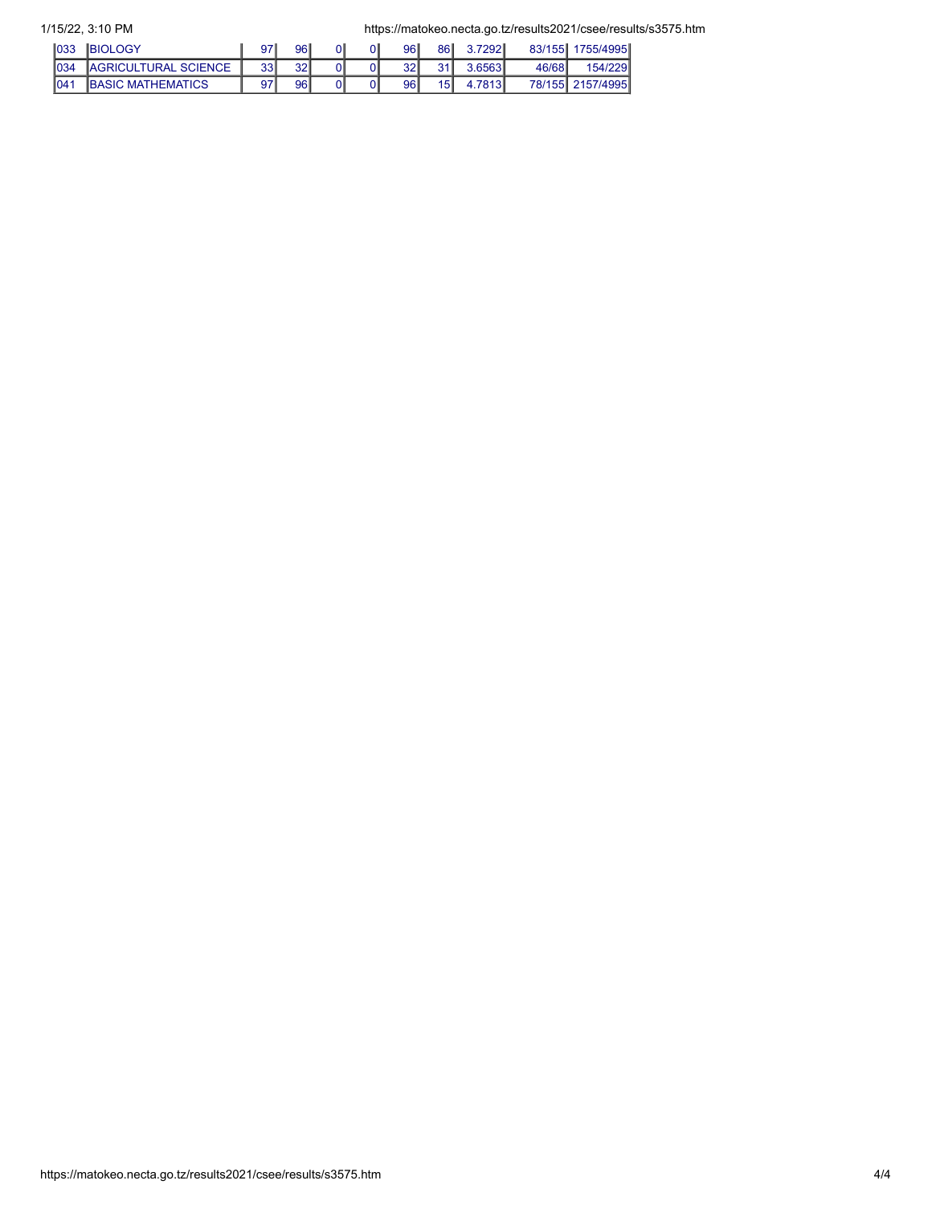| | | | | | | | | | | |
|---|---|---|---|---|---|---|---|---|---|---|
| 033 | BIOLOGY | 97 | 96 | 0 | 0 | 96 | 86 | 3.7292 | 83/155 | 1755/4995 |
| 034 | AGRICULTURAL SCIENCE | 33 | 32 | 0 | 0 | 32 | 31 | 3.6563 | 46/68 | 154/229 |
| 041 | BASIC MATHEMATICS | 97 | 96 | 0 | 0 | 96 | 15 | 4.7813 | 78/155 | 2157/4995 |